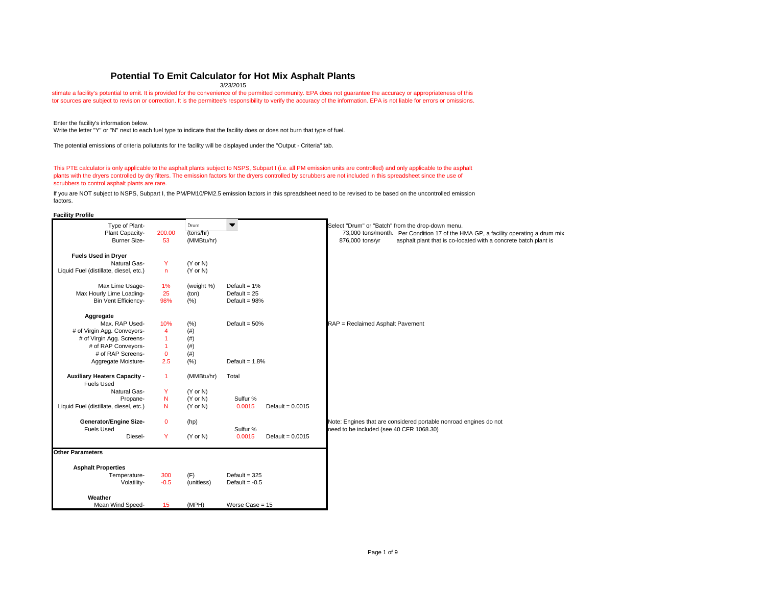# Potential To Emit Calculator for Hot Mix Asphalt Plants

3/23/2015

stimate a facility's potential to emit. It is provided for the convenience of the permitted community. EPA does not guarantee the accuracy or appropriateness of this tor sources are subject to revision or correction. It is the permittee's responsibility to verify the accuracy of the information. EPA is not liable for errors or omissions.

Enter the facility's information below.
Write the letter "Y" or "N" next to each fuel type to indicate that the facility does or does not burn that type of fuel.

The potential emissions of criteria pollutants for the facility will be displayed under the "Output - Criteria" tab.

This PTE calculator is only applicable to the asphalt plants subject to NSPS, Subpart I (i.e. all PM emission units are controlled) and only applicable to the asphalt plants with the dryers controlled by dry filters. The emission factors for the dryers controlled by scrubbers are not included in this spreadsheet since the use of scrubbers to control asphalt plants are rare.

If you are NOT subject to NSPS, Subpart I, the PM/PM10/PM2.5 emission factors in this spreadsheet need to be revised to be based on the uncontrolled emission factors.

**Facility Profile**

| | | | | | |
|---|---|---|---|---|---|
| Type of Plant- | | Drum | | | Select "Drum" or "Batch" from the drop-down menu. |
| Plant Capacity- | 200.00 | (tons/hr) | | | 73,000 tons/month. Per Condition 17 of the HMA GP, a facility operating a drum mix |
| Burner Size- | 53 | (MMBtu/hr) | | | 876,000 tons/yr asphalt plant that is co-located with a concrete batch plant is |
| **Fuels Used in Dryer** | | | | | |
| Natural Gas- | Y | (Y or N) | | | |
| Liquid Fuel (distillate, diesel, etc.) | n | (Y or N) | | | |
| Max Lime Usage- | 1% | (weight %) | Default = 1% | | |
| Max Hourly Lime Loading- | 25 | (ton) | Default = 25 | | |
| Bin Vent Efficiency- | 98% | (%) | Default = 98% | | |
| **Aggregate** | | | | | |
| Max. RAP Used- | 10% | (%) | Default = 50% | | RAP = Reclaimed Asphalt Pavement |
| # of Virgin Agg. Conveyors- | 4 | (#) | | | |
| # of Virgin Agg. Screens- | 1 | (#) | | | |
| # of RAP Conveyors- | 1 | (#) | | | |
| # of RAP Screens- | 0 | (#) | | | |
| Aggregate Moisture- | 2.5 | (%) | Default = 1.8% | | |
| **Auxiliary Heaters Capacity -** | 1 | (MMBtu/hr) | Total | | |
| Fuels Used | | | | | |
| Natural Gas- | Y | (Y or N) | | | |
| Propane- | N | (Y or N) | Sulfur % | | |
| Liquid Fuel (distillate, diesel, etc.) | N | (Y or N) | 0.0015 | Default = 0.0015 | |
| **Generator/Engine Size-** | 0 | (hp) | | | Note: Engines that are considered portable nonroad engines do not |
| Fuels Used | | | Sulfur % | | need to be included (see 40 CFR 1068.30) |
| Diesel- | Y | (Y or N) | 0.0015 | Default = 0.0015 | |

**Other Parameters**

| | | | |
|---|---|---|---|
| **Asphalt Properties** | | | |
| Temperature- | 300 | (F) | Default = 325 |
| Volatility- | -0.5 | (unitless) | Default = -0.5 |
| **Weather** | | | |
| Mean Wind Speed- | 15 | (MPH) | Worse Case = 15 |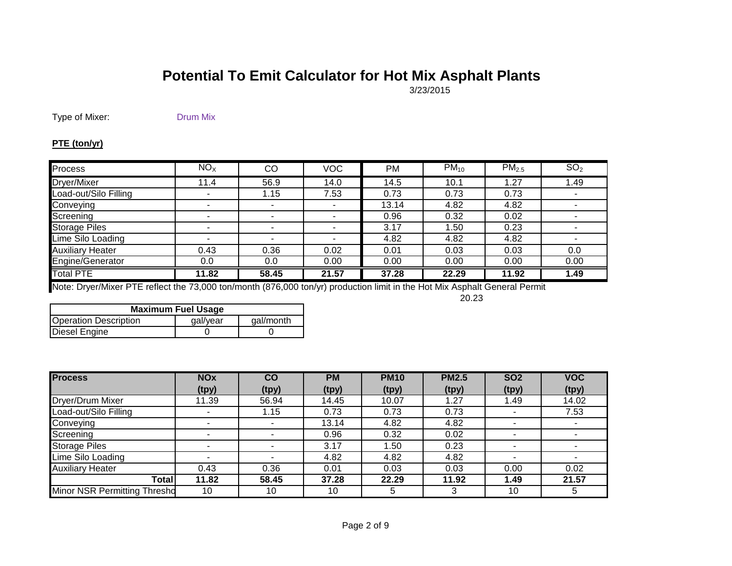# Potential To Emit Calculator for Hot Mix Asphalt Plants

3/23/2015

Type of Mixer: Drum Mix

**PTE (ton/yr)**

| Process | $NO_X$ | CO | VOC | PM | $PM_{10}$ | $PM_{2.5}$ | $SO_2$ |
|---|---|---|---|---|---|---|---|
| Dryer/Mixer | 11.4 | 56.9 | 14.0 | 14.5 | 10.1 | 1.27 | 1.49 |
| Load-out/Silo Filling | - | 1.15 | 7.53 | 0.73 | 0.73 | 0.73 | - |
| Conveying | - | - | - | 13.14 | 4.82 | 4.82 | - |
| Screening | - | - | - | 0.96 | 0.32 | 0.02 | - |
| Storage Piles | - | - | - | 3.17 | 1.50 | 0.23 | - |
| Lime Silo Loading | - | - | - | 4.82 | 4.82 | 4.82 | - |
| Auxiliary Heater | 0.43 | 0.36 | 0.02 | 0.01 | 0.03 | 0.03 | 0.0 |
| Engine/Generator | 0.0 | 0.0 | 0.00 | 0.00 | 0.00 | 0.00 | 0.00 |
| Total PTE | **11.82** | **58.45** | **21.57** | **37.28** | **22.29** | **11.92** | **1.49** |

Note: Dryer/Mixer PTE reflect the 73,000 ton/month (876,000 ton/yr) production limit in the Hot Mix Asphalt General Permit

20.23

| Maximum Fuel Usage | | |
|---|---|---|
| Operation Description | gal/year | gal/month |
| Diesel Engine | 0 | 0 |

| Process | NOx (tpy) | CO (tpy) | PM (tpy) | PM10 (tpy) | PM2.5 (tpy) | SO2 (tpy) | VOC (tpy) |
|---|---|---|---|---|---|---|---|
| Dryer/Drum Mixer | 11.39 | 56.94 | 14.45 | 10.07 | 1.27 | 1.49 | 14.02 |
| Load-out/Silo Filling | - | 1.15 | 0.73 | 0.73 | 0.73 | - | 7.53 |
| Conveying | - | - | 13.14 | 4.82 | 4.82 | - | - |
| Screening | - | - | 0.96 | 0.32 | 0.02 | - | - |
| Storage Piles | - | - | 3.17 | 1.50 | 0.23 | - | - |
| Lime Silo Loading | - | - | 4.82 | 4.82 | 4.82 | - | - |
| Auxiliary Heater | 0.43 | 0.36 | 0.01 | 0.03 | 0.03 | 0.00 | 0.02 |
| **Total** | **11.82** | **58.45** | **37.28** | **22.29** | **11.92** | **1.49** | **21.57** |
| Minor NSR Permitting Thresho | 10 | 10 | 10 | 5 | 3 | 10 | 5 |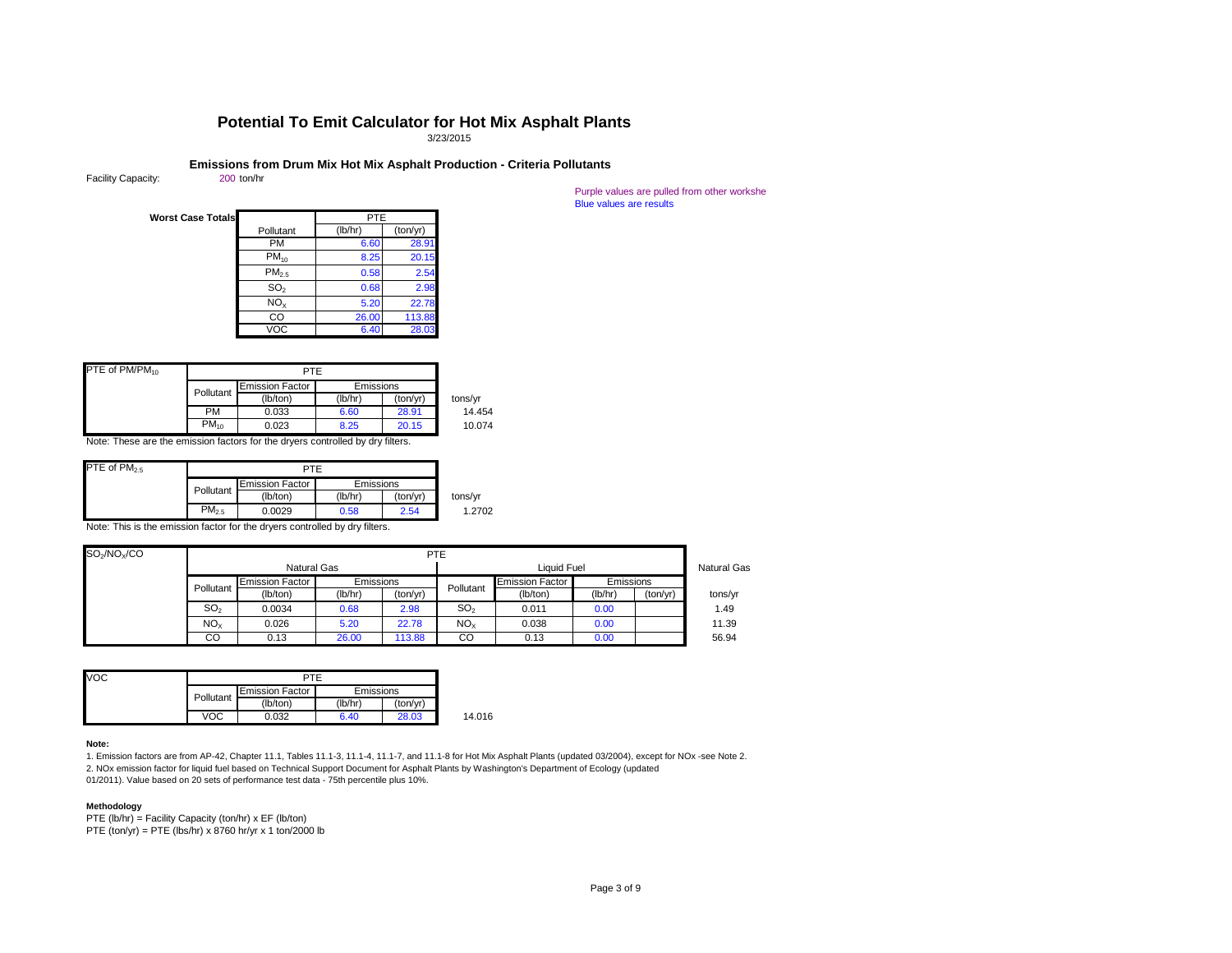# Potential To Emit Calculator for Hot Mix Asphalt Plants

3/23/2015

## Emissions from Drum Mix Hot Mix Asphalt Production - Criteria Pollutants

Facility Capacity: 200 ton/hr

Purple values are pulled from other workshe
Blue values are results

**Worst Case Totals**

| Pollutant | PTE (lb/hr) | PTE (ton/yr) |
|---|---|---|
| PM | 6.60 | 28.91 |
| $PM_{10}$ | 8.25 | 20.15 |
| $PM_{2.5}$ | 0.58 | 2.54 |
| $SO_2$ | 0.68 | 2.98 |
| $NO_X$ | 5.20 | 22.78 |
| CO | 26.00 | 113.88 |
| VOC | 6.40 | 28.03 |

| PTE of $PM/PM_{10}$ | PTE | | | | |
|---|---|---|---|---|---|
| | Pollutant | Emission Factor | Emissions | | |
| | | (lb/ton) | (lb/hr) | (ton/yr) | tons/yr |
| | PM | 0.033 | 6.60 | 28.91 | 14.454 |
| | $PM_{10}$ | 0.023 | 8.25 | 20.15 | 10.074 |

Note: These are the emission factors for the dryers controlled by dry filters.

| PTE of $PM_{2.5}$ | PTE | | | | |
|---|---|---|---|---|---|
| | Pollutant | Emission Factor | Emissions | | |
| | | (lb/ton) | (lb/hr) | (ton/yr) | tons/yr |
| | $PM_{2.5}$ | 0.0029 | 0.58 | 2.54 | 1.2702 |

Note: This is the emission factor for the dryers controlled by dry filters.

| $SO_2/NO_X/CO$ | PTE | | | | | | | | |
|---|---|---|---|---|---|---|---|---|---|
| | Natural Gas | | | | Liquid Fuel | | | | Natural Gas |
| | Pollutant | Emission Factor | Emissions | | Pollutant | Emission Factor | Emissions | | |
| | | (lb/ton) | (lb/hr) | (ton/yr) | | (lb/ton) | (lb/hr) | (ton/yr) | tons/yr |
| | $SO_2$ | 0.0034 | 0.68 | 2.98 | $SO_2$ | 0.011 | 0.00 | | 1.49 |
| | $NO_X$ | 0.026 | 5.20 | 22.78 | $NO_X$ | 0.038 | 0.00 | | 11.39 |
| | CO | 0.13 | 26.00 | 113.88 | CO | 0.13 | 0.00 | | 56.94 |

| VOC | PTE | | | | |
|---|---|---|---|---|---|
| | Pollutant | Emission Factor | Emissions | | |
| | | (lb/ton) | (lb/hr) | (ton/yr) | |
| | VOC | 0.032 | 6.40 | 28.03 | 14.016 |

**Note:**

1. Emission factors are from AP-42, Chapter 11.1, Tables 11.1-3, 11.1-4, 11.1-7, and 11.1-8 for Hot Mix Asphalt Plants (updated 03/2004), except for NOx -see Note 2.
2. NOx emission factor for liquid fuel based on Technical Support Document for Asphalt Plants by Washington's Department of Ecology (updated 01/2011). Value based on 20 sets of performance test data - 75th percentile plus 10%.

**Methodology**

PTE (lb/hr) = Facility Capacity (ton/hr) x EF (lb/ton)
PTE (ton/yr) = PTE (lbs/hr) x 8760 hr/yr x 1 ton/2000 lb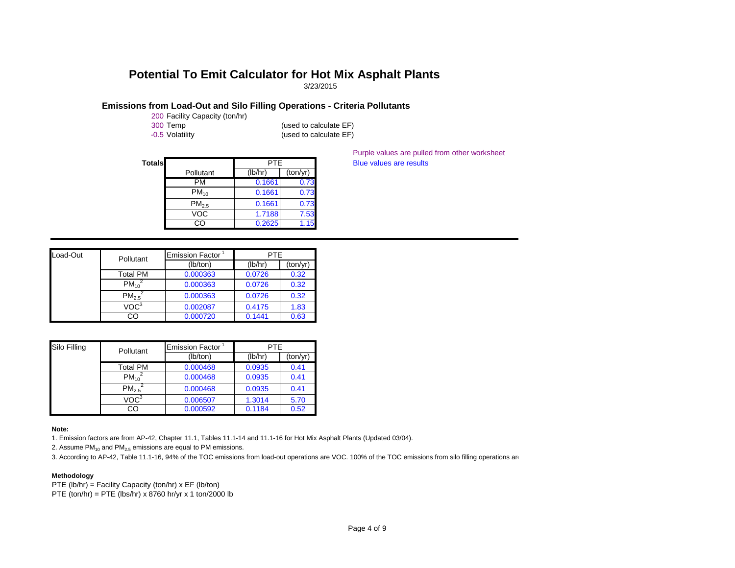# Potential To Emit Calculator for Hot Mix Asphalt Plants

3/23/2015

## Emissions from Load-Out and Silo Filling Operations - Criteria Pollutants

200 Facility Capacity (ton/hr)
300 Temp (used to calculate EF)
-0.5 Volatility (used to calculate EF)

Purple values are pulled from other worksheet
Blue values are results

**Totals**

| Pollutant | PTE (lb/hr) | PTE (ton/yr) |
|---|---|---|
| PM | 0.1661 | 0.73 |
| $PM_{10}$ | 0.1661 | 0.73 |
| $PM_{2.5}$ | 0.1661 | 0.73 |
| VOC | 1.7188 | 7.53 |
| CO | 0.2625 | 1.15 |

| Load-Out | Pollutant | Emission Factor[1] | PTE | |
|---|---|---|---|---|
| | | (lb/ton) | (lb/hr) | (ton/yr) |
| | Total PM | 0.000363 | 0.0726 | 0.32 |
| | $PM_{10}$[2] | 0.000363 | 0.0726 | 0.32 |
| | $PM_{2.5}$[2] | 0.000363 | 0.0726 | 0.32 |
| | VOC[3] | 0.002087 | 0.4175 | 1.83 |
| | CO | 0.000720 | 0.1441 | 0.63 |

| Silo Filling | Pollutant | Emission Factor[1] | PTE | |
|---|---|---|---|---|
| | | (lb/ton) | (lb/hr) | (ton/yr) |
| | Total PM | 0.000468 | 0.0935 | 0.41 |
| | $PM_{10}$[2] | 0.000468 | 0.0935 | 0.41 |
| | $PM_{2.5}$[2] | 0.000468 | 0.0935 | 0.41 |
| | VOC[3] | 0.006507 | 1.3014 | 5.70 |
| | CO | 0.000592 | 0.1184 | 0.52 |

**Note:**

1. Emission factors are from AP-42, Chapter 11.1, Tables 11.1-14 and 11.1-16 for Hot Mix Asphalt Plants (Updated 03/04).
2. Assume $PM_{10}$ and $PM_{2.5}$ emissions are equal to PM emissions.
3. According to AP-42, Table 11.1-16, 94% of the TOC emissions from load-out operations are VOC. 100% of the TOC emissions from silo filling operations ar

**Methodology**

PTE (lb/hr) = Facility Capacity (ton/hr) x EF (lb/ton)
PTE (ton/hr) = PTE (lbs/hr) x 8760 hr/yr x 1 ton/2000 lb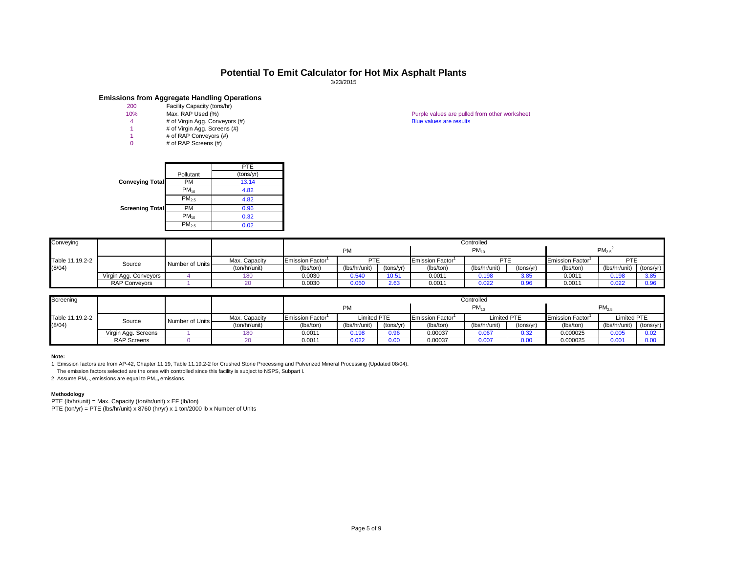# Potential To Emit Calculator for Hot Mix Asphalt Plants

3/23/2015

## Emissions from Aggregate Handling Operations

| Value | Parameter |
|---|---|
| 200 | Facility Capacity (tons/hr) |
| 10% | Max. RAP Used (%) |
| 4 | # of Virgin Agg. Conveyors (#) |
| 1 | # of Virgin Agg. Screens (#) |
| 1 | # of RAP Conveyors (#) |
| 0 | # of RAP Screens (#) |

Purple values are pulled from other worksheet
Blue values are results

| | Pollutant | PTE (tons/yr) |
|---|---|---|
| **Conveying Total** | PM | 13.14 |
| | $PM_{10}$ | 4.82 |
| | $PM_{2.5}$ | 4.82 |
| **Screening Total** | PM | 0.96 |
| | $PM_{10}$ | 0.32 |
| | $PM_{2.5}$ | 0.02 |

| Conveying | | | | Controlled | | | | | | | | |
|---|---|---|---|---|---|---|---|---|---|---|---|---|
| | | | | PM | | | $PM_{10}$ | | | $PM_{2.5}$ [2] | | |
| Table 11.19.2-2 (8/04) | Source | Number of Units | Max. Capacity (ton/hr/unit) | Emission Factor[1] (lbs/ton) | PTE (lbs/hr/unit) | PTE (tons/yr) | Emission Factor[1] (lbs/ton) | PTE (lbs/hr/unit) | PTE (tons/yr) | Emission Factor[1] (lbs/ton) | PTE (lbs/hr/unit) | PTE (tons/yr) |
| | Virgin Agg. Conveyors | 4 | 180 | 0.0030 | 0.540 | 10.51 | 0.0011 | 0.198 | 3.85 | 0.0011 | 0.198 | 3.85 |
| | RAP Conveyors | 1 | 20 | 0.0030 | 0.060 | 2.63 | 0.0011 | 0.022 | 0.96 | 0.0011 | 0.022 | 0.96 |

| Screening | | | | Controlled | | | | | | | | |
|---|---|---|---|---|---|---|---|---|---|---|---|---|
| | | | | PM | | | $PM_{10}$ | | | $PM_{2.5}$ | | |
| Table 11.19.2-2 (8/04) | Source | Number of Units | Max. Capacity (ton/hr/unit) | Emission Factor[1] (lbs/ton) | Limited PTE (lbs/hr/unit) | Limited PTE (tons/yr) | Emission Factor[1] (lbs/ton) | Limited PTE (lbs/hr/unit) | Limited PTE (tons/yr) | Emission Factor[1] (lbs/ton) | Limited PTE (lbs/hr/unit) | Limited PTE (tons/yr) |
| | Virgin Agg. Screens | 1 | 180 | 0.0011 | 0.198 | 0.96 | 0.00037 | 0.067 | 0.32 | 0.000025 | 0.005 | 0.02 |
| | RAP Screens | 0 | 20 | 0.0011 | 0.022 | 0.00 | 0.00037 | 0.007 | 0.00 | 0.000025 | 0.001 | 0.00 |

**Note:**

1. Emission factors are from AP-42, Chapter 11.19, Table 11.19.2-2 for Crushed Stone Processing and Pulverized Mineral Processing (Updated 08/04).
   The emission factors selected are the ones with controlled since this facility is subject to NSPS, Subpart I.
2. Assume $PM_{2.5}$ emissions are equal to $PM_{10}$ emissions.

**Methodology**

PTE (lb/hr/unit) = Max. Capacity (ton/hr/unit) x EF (lb/ton)
PTE (ton/yr) = PTE (lbs/hr/unit) x 8760 (hr/yr) x 1 ton/2000 lb x Number of Units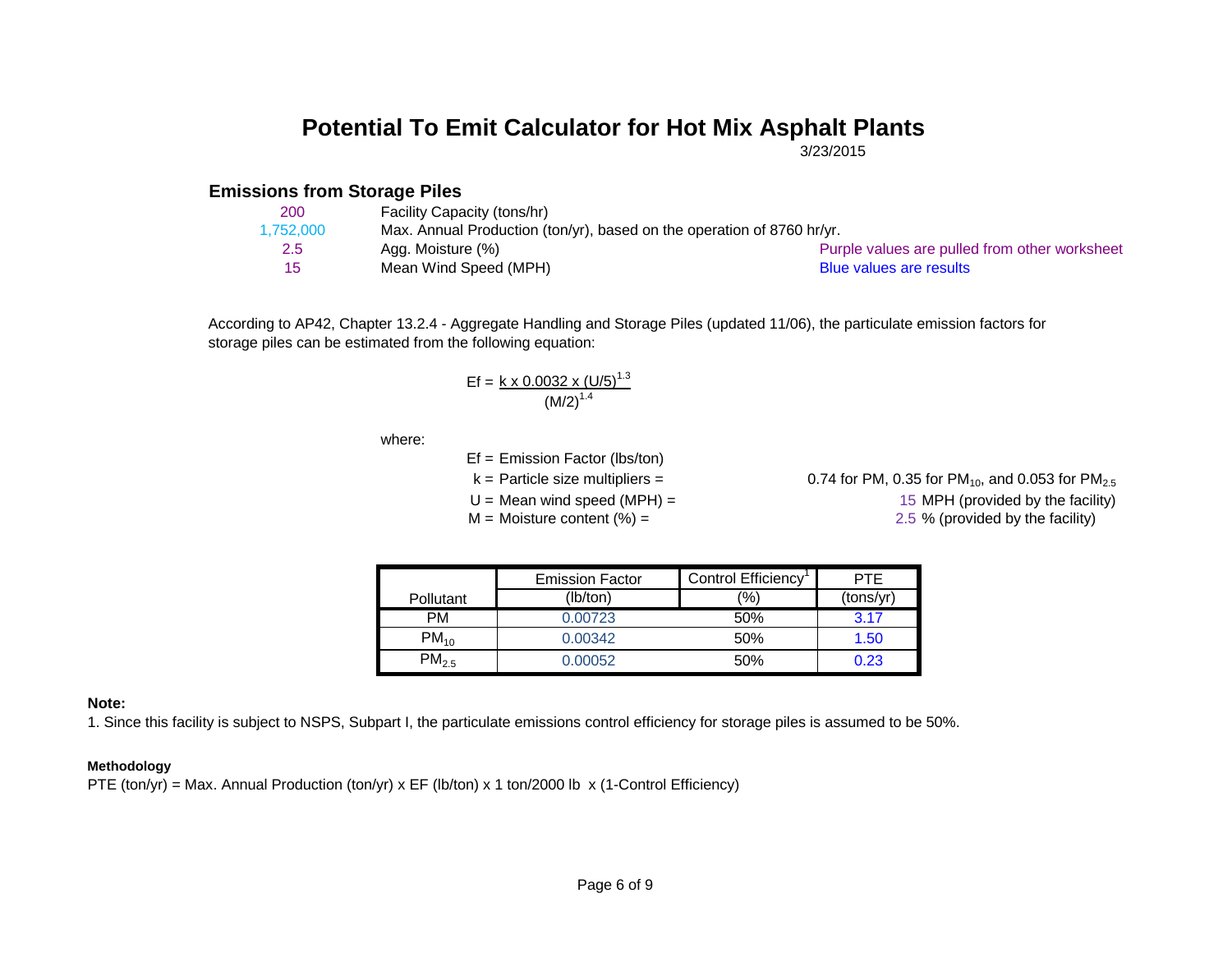# Potential To Emit Calculator for Hot Mix Asphalt Plants

3/23/2015

## Emissions from Storage Piles

| | |
|---|---|
| 200 | Facility Capacity (tons/hr) |
| 1,752,000 | Max. Annual Production (ton/yr), based on the operation of 8760 hr/yr. |
| 2.5 | Agg. Moisture (%) |
| 15 | Mean Wind Speed (MPH) |

Purple values are pulled from other worksheet
Blue values are results

According to AP42, Chapter 13.2.4 - Aggregate Handling and Storage Piles (updated 11/06), the particulate emission factors for storage piles can be estimated from the following equation:

$$Ef = \frac{k \times 0.0032 \times (U/5)^{1.3}}{(M/2)^{1.4}}$$

where:

Ef = Emission Factor (lbs/ton)
k = Particle size multipliers = 0.74 for PM, 0.35 for $PM_{10}$, and 0.053 for $PM_{2.5}$
U = Mean wind speed (MPH) = 15 MPH (provided by the facility)
M = Moisture content (%) = 2.5 % (provided by the facility)

| Pollutant | Emission Factor (lb/ton) | Control Efficiency[1] (%) | PTE (tons/yr) |
|---|---|---|---|
| PM | 0.00723 | 50% | 3.17 |
| $PM_{10}$ | 0.00342 | 50% | 1.50 |
| $PM_{2.5}$ | 0.00052 | 50% | 0.23 |

**Note:**

1. Since this facility is subject to NSPS, Subpart I, the particulate emissions control efficiency for storage piles is assumed to be 50%.

**Methodology**

PTE (ton/yr) = Max. Annual Production (ton/yr) x EF (lb/ton) x 1 ton/2000 lb x (1-Control Efficiency)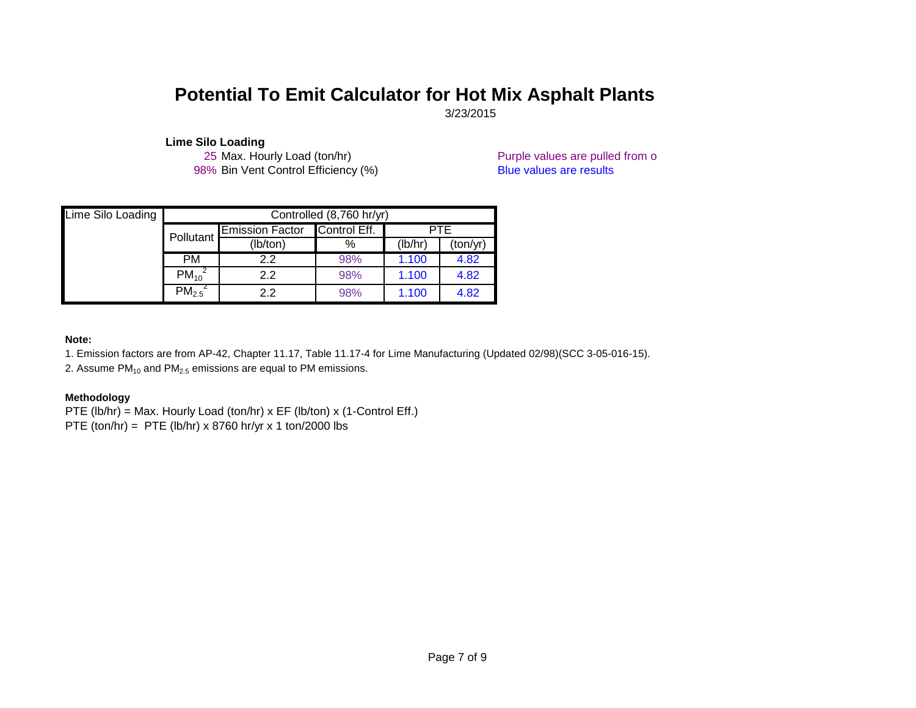# Potential To Emit Calculator for Hot Mix Asphalt Plants

3/23/2015

**Lime Silo Loading**

25 Max. Hourly Load (ton/hr)

98% Bin Vent Control Efficiency (%)

Purple values are pulled from o

Blue values are results

| Lime Silo Loading | Controlled (8,760 hr/yr) | | | | |
|---|---|---|---|---|---|
| | Pollutant | Emission Factor | Control Eff. | PTE | |
| | | (lb/ton) | % | (lb/hr) | (ton/yr) |
| | PM | 2.2 | 98% | 1.100 | 4.82 |
| | $PM_{10}$ [2] | 2.2 | 98% | 1.100 | 4.82 |
| | $PM_{2.5}$ [2] | 2.2 | 98% | 1.100 | 4.82 |

**Note:**

1. Emission factors are from AP-42, Chapter 11.17, Table 11.17-4 for Lime Manufacturing (Updated 02/98)(SCC 3-05-016-15).
2. Assume $PM_{10}$ and $PM_{2.5}$ emissions are equal to PM emissions.

**Methodology**

PTE (lb/hr) = Max. Hourly Load (ton/hr) x EF (lb/ton) x (1-Control Eff.)

PTE (ton/hr) = PTE (lb/hr) x 8760 hr/yr x 1 ton/2000 lbs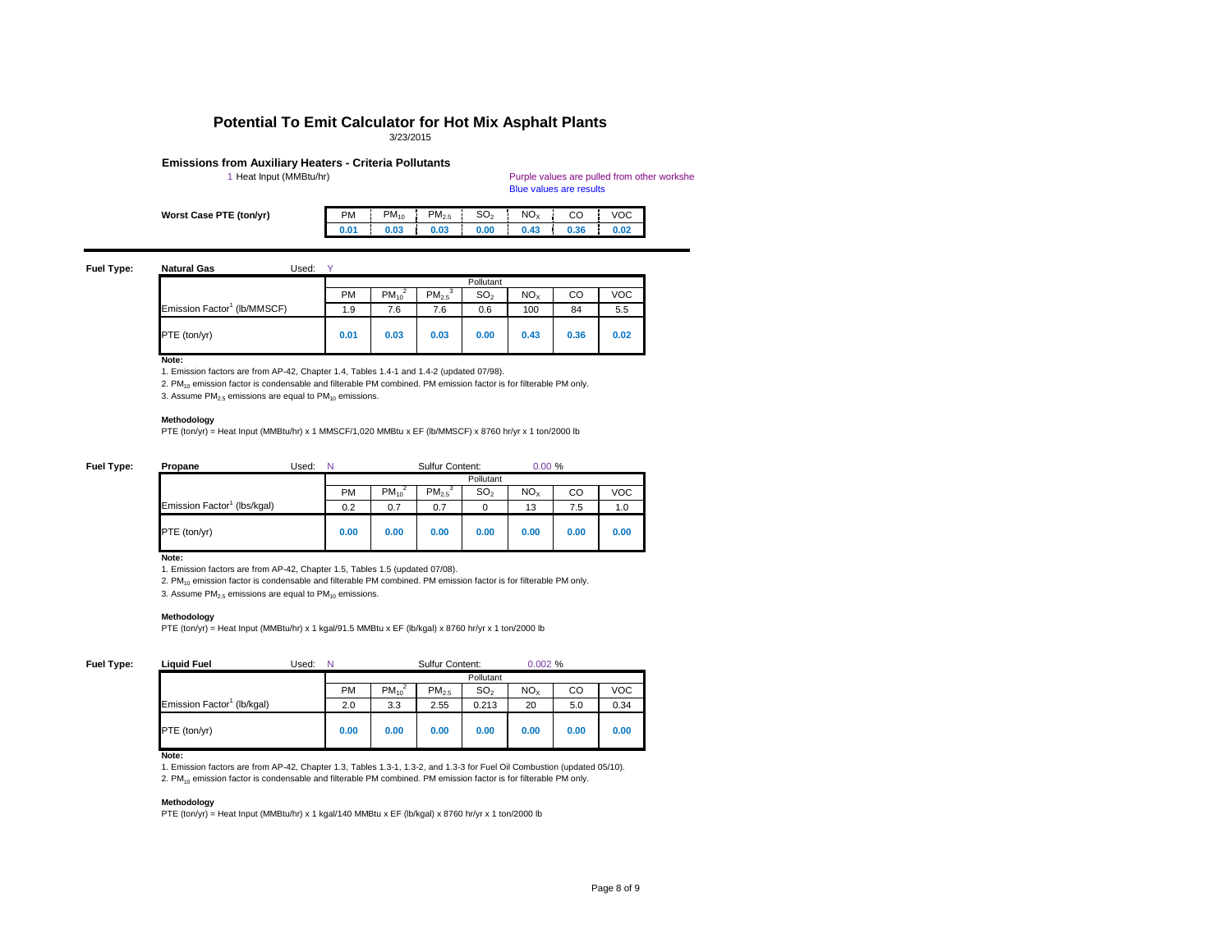# Potential To Emit Calculator for Hot Mix Asphalt Plants

3/23/2015

## Emissions from Auxiliary Heaters - Criteria Pollutants

1 Heat Input (MMBtu/hr)

Purple values are pulled from other workshe
Blue values are results

| Worst Case PTE (ton/yr) | PM | $PM_{10}$ | $PM_{2.5}$ | $SO_2$ | $NO_X$ | CO | VOC |
|---|---|---|---|---|---|---|---|
| | 0.01 | 0.03 | 0.03 | 0.00 | 0.43 | 0.36 | 0.02 |

**Fuel Type:** **Natural Gas** Used: Y

| | Pollutant | | | | | | |
|---|---|---|---|---|---|---|---|
| | PM | $PM_{10}$[2] | $PM_{2.5}$[3] | $SO_2$ | $NO_X$ | CO | VOC |
| Emission Factor[1] (lb/MMSCF) | 1.9 | 7.6 | 7.6 | 0.6 | 100 | 84 | 5.5 |
| PTE (ton/yr) | 0.01 | 0.03 | 0.03 | 0.00 | 0.43 | 0.36 | 0.02 |

**Note:**

1. Emission factors are from AP-42, Chapter 1.4, Tables 1.4-1 and 1.4-2 (updated 07/98).
2. $PM_{10}$ emission factor is condensable and filterable PM combined. PM emission factor is for filterable PM only.
3. Assume $PM_{2.5}$ emissions are equal to $PM_{10}$ emissions.

**Methodology**

PTE (ton/yr) = Heat Input (MMBtu/hr) x 1 MMSCF/1,020 MMBtu x EF (lb/MMSCF) x 8760 hr/yr x 1 ton/2000 lb

**Fuel Type:** **Propane** Used: N Sulfur Content: 0.00 %

| | Pollutant | | | | | | |
|---|---|---|---|---|---|---|---|
| | PM | $PM_{10}$[2] | $PM_{2.5}$[3] | $SO_2$ | $NO_X$ | CO | VOC |
| Emission Factor[1] (lbs/kgal) | 0.2 | 0.7 | 0.7 | 0 | 13 | 7.5 | 1.0 |
| PTE (ton/yr) | 0.00 | 0.00 | 0.00 | 0.00 | 0.00 | 0.00 | 0.00 |

**Note:**

1. Emission factors are from AP-42, Chapter 1.5, Tables 1.5 (updated 07/08).
2. $PM_{10}$ emission factor is condensable and filterable PM combined. PM emission factor is for filterable PM only.
3. Assume $PM_{2.5}$ emissions are equal to $PM_{10}$ emissions.

**Methodology**

PTE (ton/yr) = Heat Input (MMBtu/hr) x 1 kgal/91.5 MMBtu x EF (lb/kgal) x 8760 hr/yr x 1 ton/2000 lb

**Fuel Type:** **Liquid Fuel** Used: N Sulfur Content: 0.002 %

| | Pollutant | | | | | | |
|---|---|---|---|---|---|---|---|
| | PM | $PM_{10}$[2] | $PM_{2.5}$ | $SO_2$ | $NO_X$ | CO | VOC |
| Emission Factor[1] (lb/kgal) | 2.0 | 3.3 | 2.55 | 0.213 | 20 | 5.0 | 0.34 |
| PTE (ton/yr) | 0.00 | 0.00 | 0.00 | 0.00 | 0.00 | 0.00 | 0.00 |

**Note:**

1. Emission factors are from AP-42, Chapter 1.3, Tables 1.3-1, 1.3-2, and 1.3-3 for Fuel Oil Combustion (updated 05/10).
2. $PM_{10}$ emission factor is condensable and filterable PM combined. PM emission factor is for filterable PM only.

**Methodology**

PTE (ton/yr) = Heat Input (MMBtu/hr) x 1 kgal/140 MMBtu x EF (lb/kgal) x 8760 hr/yr x 1 ton/2000 lb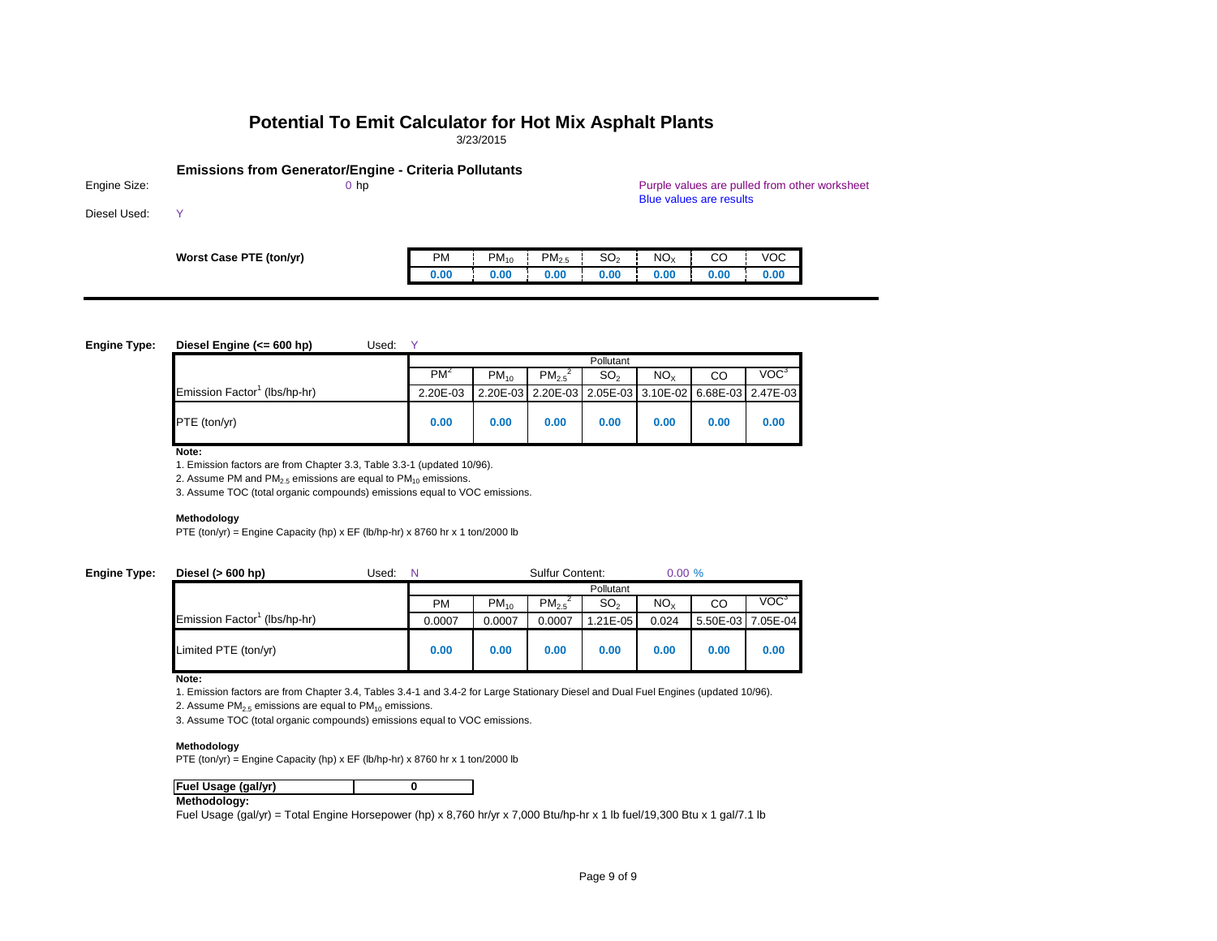# Potential To Emit Calculator for Hot Mix Asphalt Plants

3/23/2015

## Emissions from Generator/Engine - Criteria Pollutants

Engine Size: 0 hp

Purple values are pulled from other worksheet
Blue values are results

Diesel Used: Y

**Worst Case PTE (ton/yr)**

| PM | $PM_{10}$ | $PM_{2.5}$ | $SO_2$ | $NO_X$ | CO | VOC |
|---|---|---|---|---|---|---|
| 0.00 | 0.00 | 0.00 | 0.00 | 0.00 | 0.00 | 0.00 |

---

**Engine Type:** **Diesel Engine (<= 600 hp)** Used: Y

| | Pollutant | | | | | | |
|---|---|---|---|---|---|---|---|
| | PM[2] | $PM_{10}$ | $PM_{2.5}$[2] | $SO_2$ | $NO_X$ | CO | VOC[3] |
| Emission Factor[1] (lbs/hp-hr) | 2.20E-03 | 2.20E-03 | 2.20E-03 | 2.05E-03 | 3.10E-02 | 6.68E-03 | 2.47E-03 |
| PTE (ton/yr) | 0.00 | 0.00 | 0.00 | 0.00 | 0.00 | 0.00 | 0.00 |

**Note:**

1. Emission factors are from Chapter 3.3, Table 3.3-1 (updated 10/96).
2. Assume PM and $PM_{2.5}$ emissions are equal to $PM_{10}$ emissions.
3. Assume TOC (total organic compounds) emissions equal to VOC emissions.

**Methodology**

PTE (ton/yr) = Engine Capacity (hp) x EF (lb/hp-hr) x 8760 hr x 1 ton/2000 lb

**Engine Type:** **Diesel (> 600 hp)** Used: N Sulfur Content: 0.00 %

| | Pollutant | | | | | | |
|---|---|---|---|---|---|---|---|
| | PM | $PM_{10}$ | $PM_{2.5}$[2] | $SO_2$ | $NO_X$ | CO | VOC[3] |
| Emission Factor[1] (lbs/hp-hr) | 0.0007 | 0.0007 | 0.0007 | 1.21E-05 | 0.024 | 5.50E-03 | 7.05E-04 |
| Limited PTE (ton/yr) | 0.00 | 0.00 | 0.00 | 0.00 | 0.00 | 0.00 | 0.00 |

**Note:**

1. Emission factors are from Chapter 3.4, Tables 3.4-1 and 3.4-2 for Large Stationary Diesel and Dual Fuel Engines (updated 10/96).
2. Assume $PM_{2.5}$ emissions are equal to $PM_{10}$ emissions.
3. Assume TOC (total organic compounds) emissions equal to VOC emissions.

**Methodology**

PTE (ton/yr) = Engine Capacity (hp) x EF (lb/hp-hr) x 8760 hr x 1 ton/2000 lb

| **Fuel Usage (gal/yr)** | **0** |
|---|---|

**Methodology:**

Fuel Usage (gal/yr) = Total Engine Horsepower (hp) x 8,760 hr/yr x 7,000 Btu/hp-hr x 1 lb fuel/19,300 Btu x 1 gal/7.1 lb